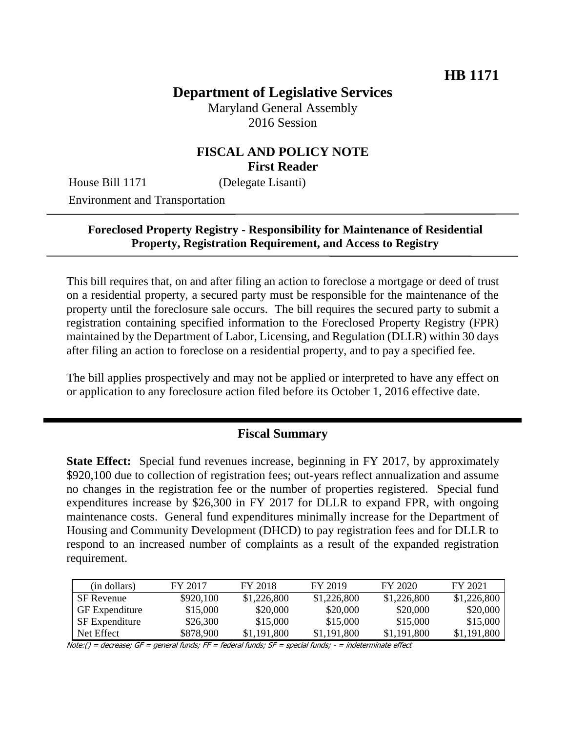**HB 1171**

# Department of Legislative Services

Maryland General Assembly
2016 Session

## FISCAL AND POLICY NOTE
**First Reader**

House Bill 1171 (Delegate Lisanti)
Environment and Transportation

---

**Foreclosed Property Registry - Responsibility for Maintenance of Residential Property, Registration Requirement, and Access to Registry**

---

This bill requires that, on and after filing an action to foreclose a mortgage or deed of trust on a residential property, a secured party must be responsible for the maintenance of the property until the foreclosure sale occurs. The bill requires the secured party to submit a registration containing specified information to the Foreclosed Property Registry (FPR) maintained by the Department of Labor, Licensing, and Regulation (DLLR) within 30 days after filing an action to foreclose on a residential property, and to pay a specified fee.

The bill applies prospectively and may not be applied or interpreted to have any effect on or application to any foreclosure action filed before its October 1, 2016 effective date.

## Fiscal Summary

**State Effect:** Special fund revenues increase, beginning in FY 2017, by approximately \$920,100 due to collection of registration fees; out-years reflect annualization and assume no changes in the registration fee or the number of properties registered. Special fund expenditures increase by \$26,300 in FY 2017 for DLLR to expand FPR, with ongoing maintenance costs. General fund expenditures minimally increase for the Department of Housing and Community Development (DHCD) to pay registration fees and for DLLR to respond to an increased number of complaints as a result of the expanded registration requirement.

| (in dollars) | FY 2017 | FY 2018 | FY 2019 | FY 2020 | FY 2021 |
|---|---|---|---|---|---|
| SF Revenue | \$920,100 | \$1,226,800 | \$1,226,800 | \$1,226,800 | \$1,226,800 |
| GF Expenditure | \$15,000 | \$20,000 | \$20,000 | \$20,000 | \$20,000 |
| SF Expenditure | \$26,300 | \$15,000 | \$15,000 | \$15,000 | \$15,000 |
| Net Effect | \$878,900 | \$1,191,800 | \$1,191,800 | \$1,191,800 | \$1,191,800 |

*Note:() = decrease; GF = general funds; FF = federal funds; SF = special funds; - = indeterminate effect*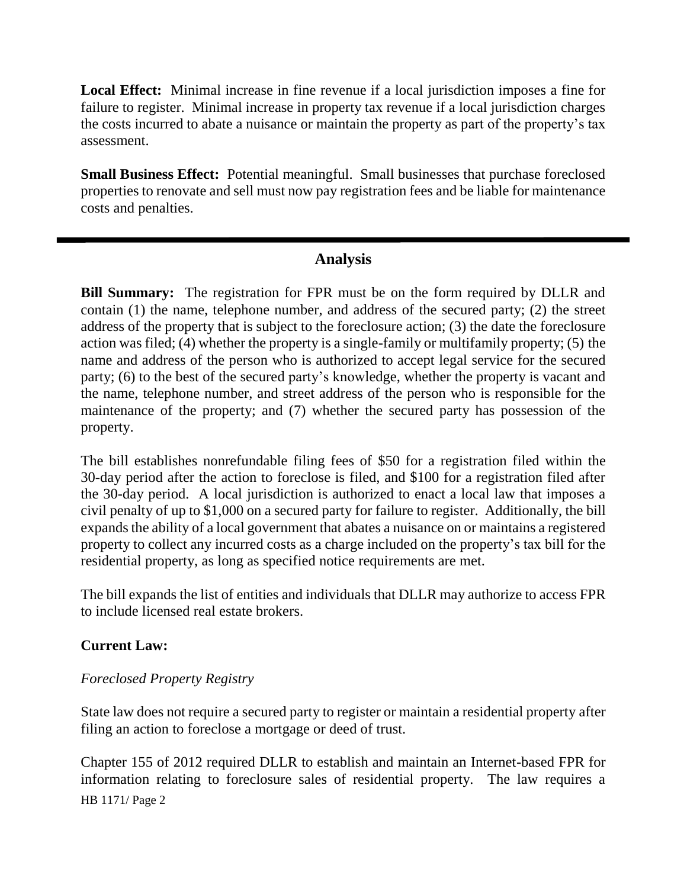**Local Effect:** Minimal increase in fine revenue if a local jurisdiction imposes a fine for failure to register. Minimal increase in property tax revenue if a local jurisdiction charges the costs incurred to abate a nuisance or maintain the property as part of the property's tax assessment.

**Small Business Effect:** Potential meaningful. Small businesses that purchase foreclosed properties to renovate and sell must now pay registration fees and be liable for maintenance costs and penalties.

---

## Analysis

**Bill Summary:** The registration for FPR must be on the form required by DLLR and contain (1) the name, telephone number, and address of the secured party; (2) the street address of the property that is subject to the foreclosure action; (3) the date the foreclosure action was filed; (4) whether the property is a single-family or multifamily property; (5) the name and address of the person who is authorized to accept legal service for the secured party; (6) to the best of the secured party's knowledge, whether the property is vacant and the name, telephone number, and street address of the person who is responsible for the maintenance of the property; and (7) whether the secured party has possession of the property.

The bill establishes nonrefundable filing fees of $50 for a registration filed within the 30-day period after the action to foreclose is filed, and $100 for a registration filed after the 30-day period. A local jurisdiction is authorized to enact a local law that imposes a civil penalty of up to $1,000 on a secured party for failure to register. Additionally, the bill expands the ability of a local government that abates a nuisance on or maintains a registered property to collect any incurred costs as a charge included on the property's tax bill for the residential property, as long as specified notice requirements are met.

The bill expands the list of entities and individuals that DLLR may authorize to access FPR to include licensed real estate brokers.

**Current Law:**

*Foreclosed Property Registry*

State law does not require a secured party to register or maintain a residential property after filing an action to foreclose a mortgage or deed of trust.

Chapter 155 of 2012 required DLLR to establish and maintain an Internet-based FPR for information relating to foreclosure sales of residential property. The law requires a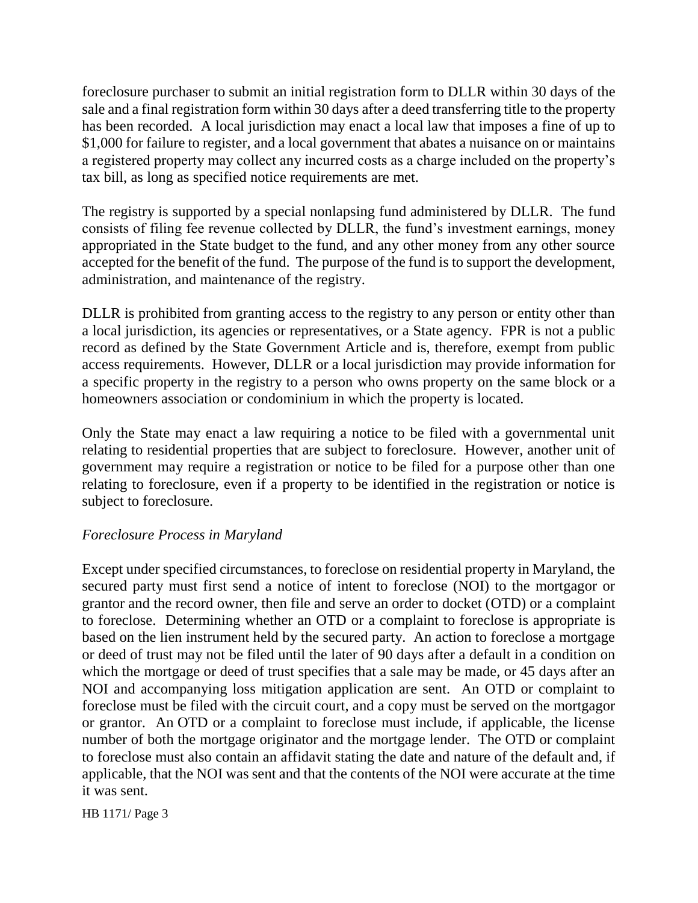foreclosure purchaser to submit an initial registration form to DLLR within 30 days of the sale and a final registration form within 30 days after a deed transferring title to the property has been recorded. A local jurisdiction may enact a local law that imposes a fine of up to $1,000 for failure to register, and a local government that abates a nuisance on or maintains a registered property may collect any incurred costs as a charge included on the property's tax bill, as long as specified notice requirements are met.

The registry is supported by a special nonlapsing fund administered by DLLR. The fund consists of filing fee revenue collected by DLLR, the fund's investment earnings, money appropriated in the State budget to the fund, and any other money from any other source accepted for the benefit of the fund. The purpose of the fund is to support the development, administration, and maintenance of the registry.

DLLR is prohibited from granting access to the registry to any person or entity other than a local jurisdiction, its agencies or representatives, or a State agency. FPR is not a public record as defined by the State Government Article and is, therefore, exempt from public access requirements. However, DLLR or a local jurisdiction may provide information for a specific property in the registry to a person who owns property on the same block or a homeowners association or condominium in which the property is located.

Only the State may enact a law requiring a notice to be filed with a governmental unit relating to residential properties that are subject to foreclosure. However, another unit of government may require a registration or notice to be filed for a purpose other than one relating to foreclosure, even if a property to be identified in the registration or notice is subject to foreclosure.

*Foreclosure Process in Maryland*

Except under specified circumstances, to foreclose on residential property in Maryland, the secured party must first send a notice of intent to foreclose (NOI) to the mortgagor or grantor and the record owner, then file and serve an order to docket (OTD) or a complaint to foreclose. Determining whether an OTD or a complaint to foreclose is appropriate is based on the lien instrument held by the secured party. An action to foreclose a mortgage or deed of trust may not be filed until the later of 90 days after a default in a condition on which the mortgage or deed of trust specifies that a sale may be made, or 45 days after an NOI and accompanying loss mitigation application are sent. An OTD or complaint to foreclose must be filed with the circuit court, and a copy must be served on the mortgagor or grantor. An OTD or a complaint to foreclose must include, if applicable, the license number of both the mortgage originator and the mortgage lender. The OTD or complaint to foreclose must also contain an affidavit stating the date and nature of the default and, if applicable, that the NOI was sent and that the contents of the NOI were accurate at the time it was sent.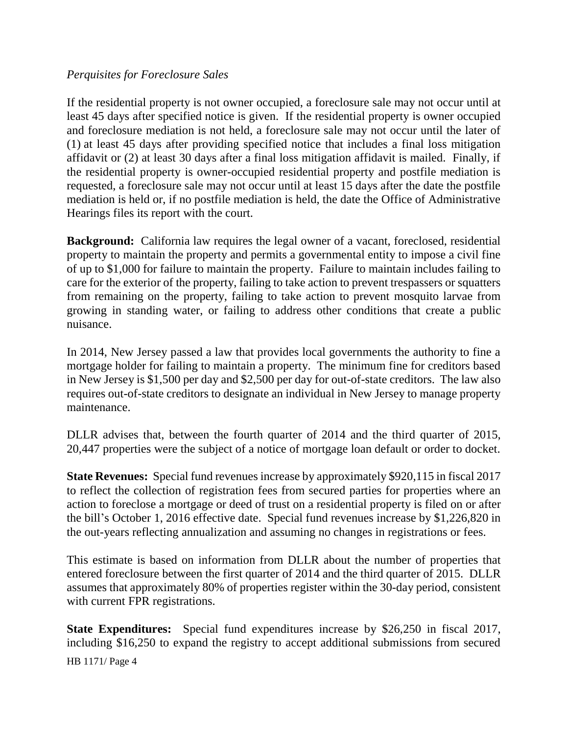*Perquisites for Foreclosure Sales*

If the residential property is not owner occupied, a foreclosure sale may not occur until at least 45 days after specified notice is given. If the residential property is owner occupied and foreclosure mediation is not held, a foreclosure sale may not occur until the later of (1) at least 45 days after providing specified notice that includes a final loss mitigation affidavit or (2) at least 30 days after a final loss mitigation affidavit is mailed. Finally, if the residential property is owner-occupied residential property and postfile mediation is requested, a foreclosure sale may not occur until at least 15 days after the date the postfile mediation is held or, if no postfile mediation is held, the date the Office of Administrative Hearings files its report with the court.

**Background:** California law requires the legal owner of a vacant, foreclosed, residential property to maintain the property and permits a governmental entity to impose a civil fine of up to $1,000 for failure to maintain the property. Failure to maintain includes failing to care for the exterior of the property, failing to take action to prevent trespassers or squatters from remaining on the property, failing to take action to prevent mosquito larvae from growing in standing water, or failing to address other conditions that create a public nuisance.

In 2014, New Jersey passed a law that provides local governments the authority to fine a mortgage holder for failing to maintain a property. The minimum fine for creditors based in New Jersey is $1,500 per day and $2,500 per day for out-of-state creditors. The law also requires out-of-state creditors to designate an individual in New Jersey to manage property maintenance.

DLLR advises that, between the fourth quarter of 2014 and the third quarter of 2015, 20,447 properties were the subject of a notice of mortgage loan default or order to docket.

**State Revenues:** Special fund revenues increase by approximately $920,115 in fiscal 2017 to reflect the collection of registration fees from secured parties for properties where an action to foreclose a mortgage or deed of trust on a residential property is filed on or after the bill's October 1, 2016 effective date. Special fund revenues increase by $1,226,820 in the out-years reflecting annualization and assuming no changes in registrations or fees.

This estimate is based on information from DLLR about the number of properties that entered foreclosure between the first quarter of 2014 and the third quarter of 2015. DLLR assumes that approximately 80% of properties register within the 30-day period, consistent with current FPR registrations.

**State Expenditures:** Special fund expenditures increase by $26,250 in fiscal 2017, including $16,250 to expand the registry to accept additional submissions from secured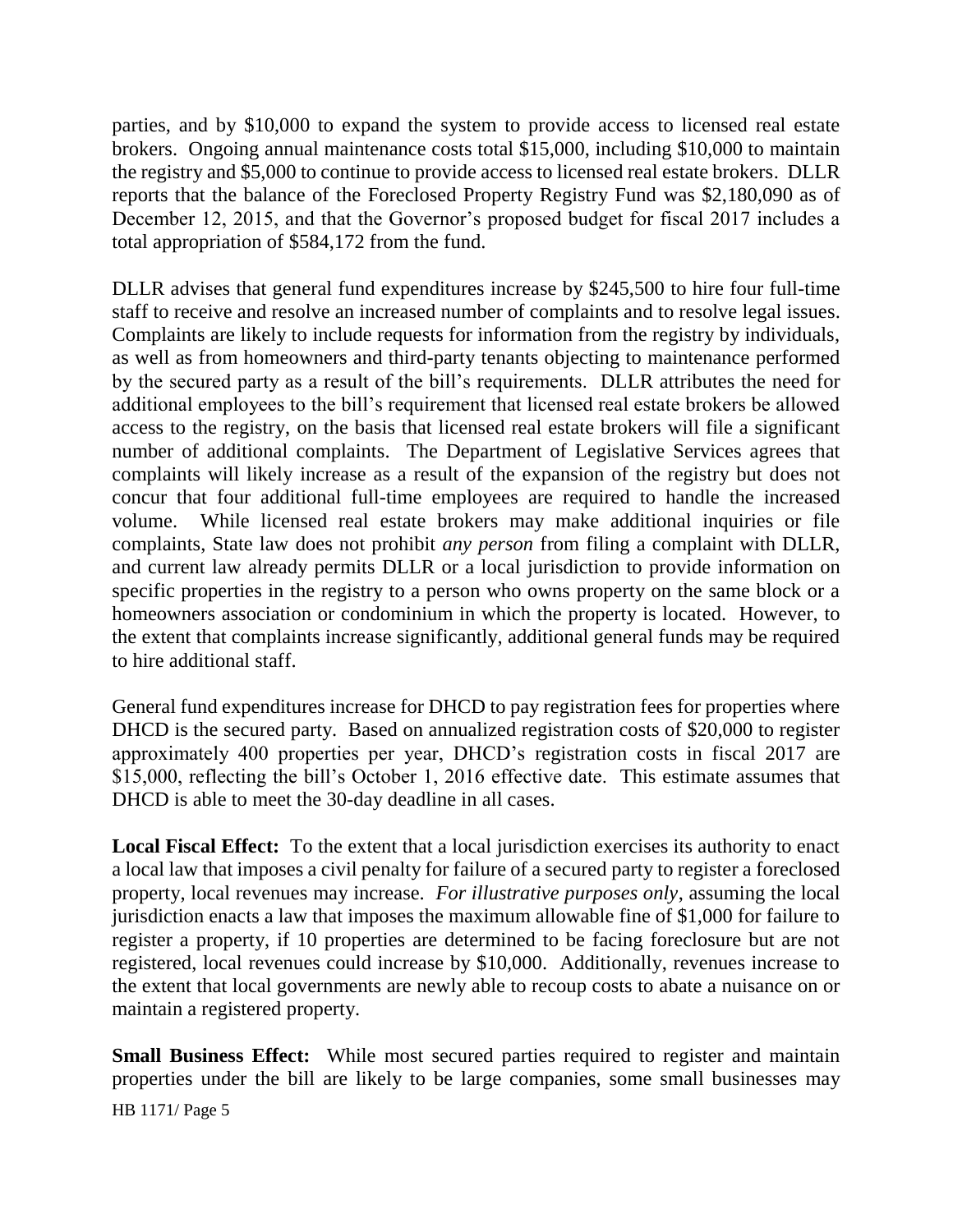parties, and by $10,000 to expand the system to provide access to licensed real estate brokers. Ongoing annual maintenance costs total $15,000, including $10,000 to maintain the registry and $5,000 to continue to provide access to licensed real estate brokers. DLLR reports that the balance of the Foreclosed Property Registry Fund was $2,180,090 as of December 12, 2015, and that the Governor's proposed budget for fiscal 2017 includes a total appropriation of $584,172 from the fund.

DLLR advises that general fund expenditures increase by $245,500 to hire four full-time staff to receive and resolve an increased number of complaints and to resolve legal issues. Complaints are likely to include requests for information from the registry by individuals, as well as from homeowners and third-party tenants objecting to maintenance performed by the secured party as a result of the bill's requirements. DLLR attributes the need for additional employees to the bill's requirement that licensed real estate brokers be allowed access to the registry, on the basis that licensed real estate brokers will file a significant number of additional complaints. The Department of Legislative Services agrees that complaints will likely increase as a result of the expansion of the registry but does not concur that four additional full-time employees are required to handle the increased volume. While licensed real estate brokers may make additional inquiries or file complaints, State law does not prohibit *any person* from filing a complaint with DLLR, and current law already permits DLLR or a local jurisdiction to provide information on specific properties in the registry to a person who owns property on the same block or a homeowners association or condominium in which the property is located. However, to the extent that complaints increase significantly, additional general funds may be required to hire additional staff.

General fund expenditures increase for DHCD to pay registration fees for properties where DHCD is the secured party. Based on annualized registration costs of $20,000 to register approximately 400 properties per year, DHCD's registration costs in fiscal 2017 are $15,000, reflecting the bill's October 1, 2016 effective date. This estimate assumes that DHCD is able to meet the 30-day deadline in all cases.

**Local Fiscal Effect:** To the extent that a local jurisdiction exercises its authority to enact a local law that imposes a civil penalty for failure of a secured party to register a foreclosed property, local revenues may increase. *For illustrative purposes only*, assuming the local jurisdiction enacts a law that imposes the maximum allowable fine of $1,000 for failure to register a property, if 10 properties are determined to be facing foreclosure but are not registered, local revenues could increase by $10,000. Additionally, revenues increase to the extent that local governments are newly able to recoup costs to abate a nuisance on or maintain a registered property.

**Small Business Effect:** While most secured parties required to register and maintain properties under the bill are likely to be large companies, some small businesses may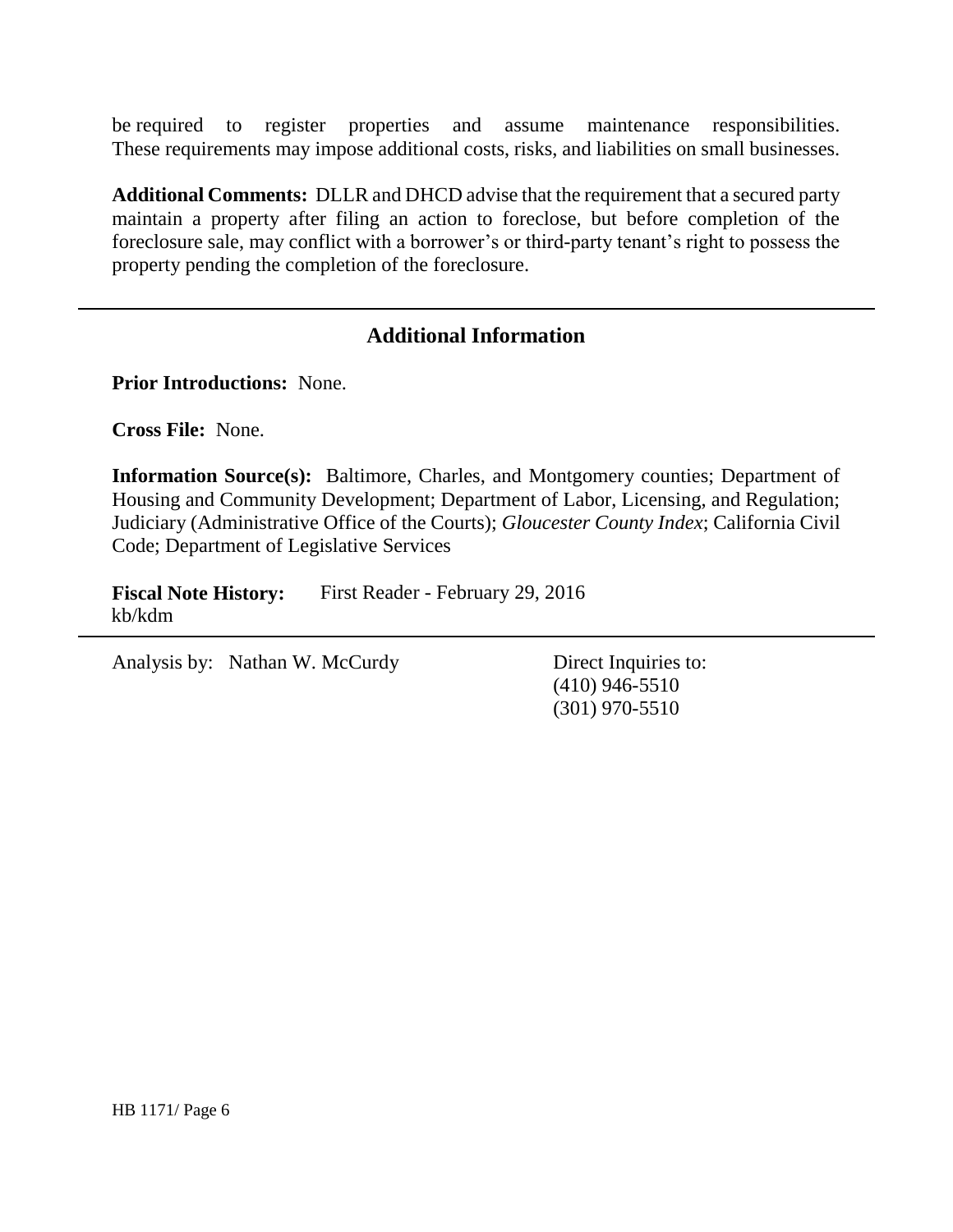be required to register properties and assume maintenance responsibilities. These requirements may impose additional costs, risks, and liabilities on small businesses.

**Additional Comments:** DLLR and DHCD advise that the requirement that a secured party maintain a property after filing an action to foreclose, but before completion of the foreclosure sale, may conflict with a borrower's or third-party tenant's right to possess the property pending the completion of the foreclosure.

## Additional Information

**Prior Introductions:** None.

**Cross File:** None.

**Information Source(s):** Baltimore, Charles, and Montgomery counties; Department of Housing and Community Development; Department of Labor, Licensing, and Regulation; Judiciary (Administrative Office of the Courts); *Gloucester County Index*; California Civil Code; Department of Legislative Services

**Fiscal Note History:** First Reader - February 29, 2016
kb/kdm

Analysis by: Nathan W. McCurdy

Direct Inquiries to:
(410) 946-5510
(301) 970-5510